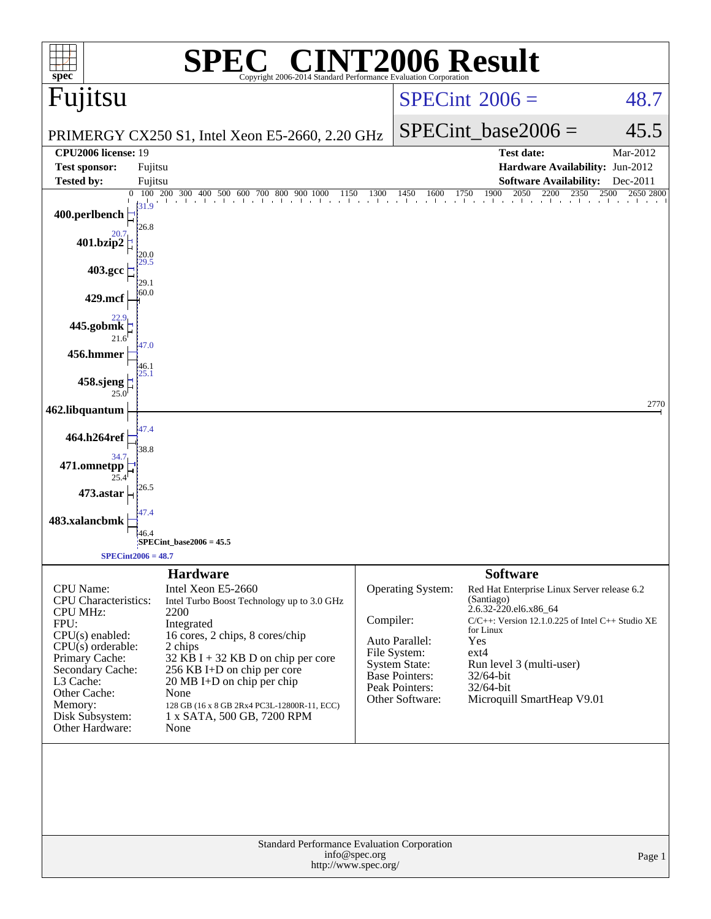# SPEC® CINT2006 Result

Copyright 2006-2014 Standard Performance Evaluation Corporation

## Fujitsu

PRIMERGY CX250 S1, Intel Xeon E5-2660, 2.20 GHz

| | |
|---|---|
| SPECint 2006 = | 48.7 |
| SPECint_base2006 = | 45.5 |

| | | | |
|---|---|---|---|
| **CPU2006 license:** | 19 | **Test date:** | Mar-2012 |
| **Test sponsor:** | Fujitsu | **Hardware Availability:** | Jun-2012 |
| **Tested by:** | Fujitsu | **Software Availability:** | Dec-2011 |

| Benchmark | Peak | Base |
|---|---|---|
| 400.perlbench | 31.9 | 26.8 |
| 401.bzip2 | 20.7 | 20.0 |
| 403.gcc | 29.5 | 29.1 |
| 429.mcf | 60.0 | |
| 445.gobmk | 22.9 | 21.6 |
| 456.hmmer | 47.0 | 46.1 |
| 458.sjeng | 25.1 | 25.0 |
| 462.libquantum | 2770 | |
| 464.h264ref | 47.4 | 38.8 |
| 471.omnetpp | 34.7 | 25.4 |
| 473.astar | 26.5 | |
| 483.xalancbmk | 47.4 | 46.4 |

SPECint_base2006 = 45.5

SPECint2006 = 48.7

### Hardware

| | |
|---|---|
| CPU Name: | Intel Xeon E5-2660 |
| CPU Characteristics: | Intel Turbo Boost Technology up to 3.0 GHz |
| CPU MHz: | 2200 |
| FPU: | Integrated |
| CPU(s) enabled: | 16 cores, 2 chips, 8 cores/chip |
| CPU(s) orderable: | 2 chips |
| Primary Cache: | 32 KB I + 32 KB D on chip per core |
| Secondary Cache: | 256 KB I+D on chip per core |
| L3 Cache: | 20 MB I+D on chip per chip |
| Other Cache: | None |
| Memory: | 128 GB (16 x 8 GB 2Rx4 PC3L-12800R-11, ECC) |
| Disk Subsystem: | 1 x SATA, 500 GB, 7200 RPM |
| Other Hardware: | None |

### Software

| | |
|---|---|
| Operating System: | Red Hat Enterprise Linux Server release 6.2 (Santiago) 2.6.32-220.el6.x86_64 |
| Compiler: | C/C++: Version 12.1.0.225 of Intel C++ Studio XE for Linux |
| Auto Parallel: | Yes |
| File System: | ext4 |
| System State: | Run level 3 (multi-user) |
| Base Pointers: | 32/64-bit |
| Peak Pointers: | 32/64-bit |
| Other Software: | Microquill SmartHeap V9.01 |

Standard Performance Evaluation Corporation
info@spec.org
http://www.spec.org/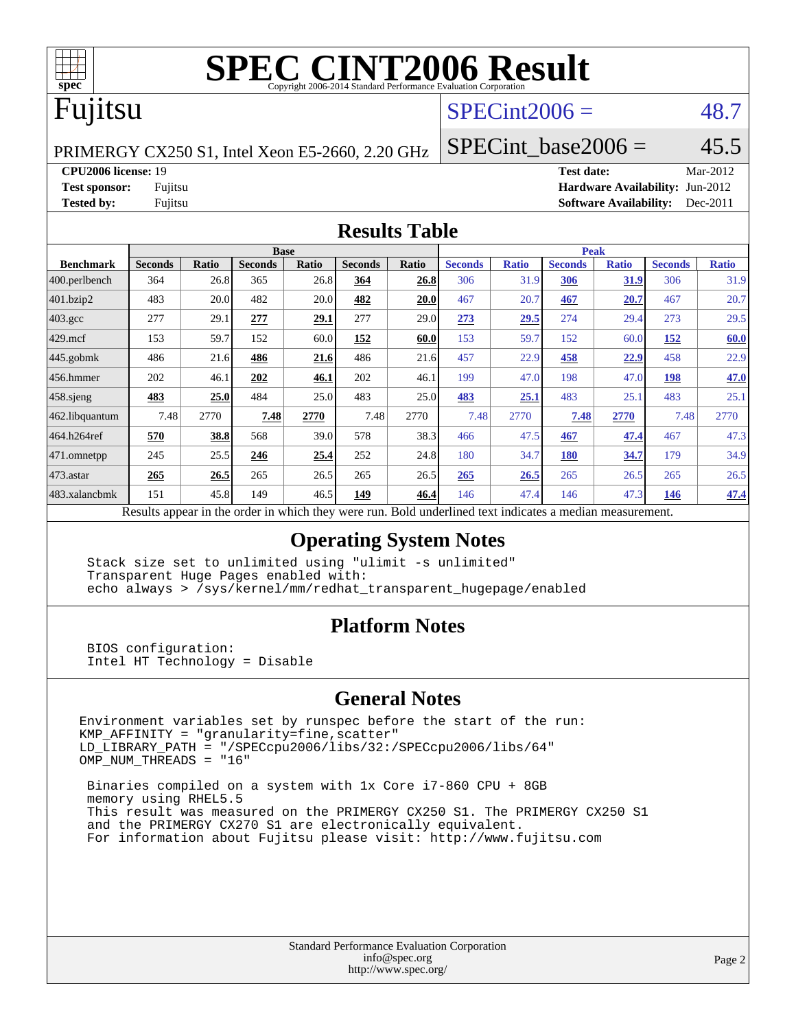# SPEC CINT2006 Result

Copyright 2006-2014 Standard Performance Evaluation Corporation

## Fujitsu

PRIMERGY CX250 S1, Intel Xeon E5-2660, 2.20 GHz

SPECint2006 = 48.7

SPECint_base2006 = 45.5

**CPU2006 license:** 19
**Test sponsor:** Fujitsu
**Tested by:** Fujitsu

**Test date:** Mar-2012
**Hardware Availability:** Jun-2012
**Software Availability:** Dec-2011

## Results Table

| Benchmark | Base | | | | | | Peak | | | | | |
|---|---|---|---|---|---|---|---|---|---|---|---|---|
| | Seconds | Ratio | Seconds | Ratio | Seconds | Ratio | Seconds | Ratio | Seconds | Ratio | Seconds | Ratio |
| 400.perlbench | 364 | 26.8 | 365 | 26.8 | **364** | **26.8** | 306 | 31.9 | **306** | **31.9** | 306 | 31.9 |
| 401.bzip2 | 483 | 20.0 | 482 | 20.0 | **482** | **20.0** | 467 | 20.7 | **467** | **20.7** | 467 | 20.7 |
| 403.gcc | 277 | 29.1 | **277** | **29.1** | 277 | 29.0 | **273** | **29.5** | 274 | 29.4 | 273 | 29.5 |
| 429.mcf | 153 | 59.7 | 152 | 60.0 | **152** | **60.0** | 153 | 59.7 | 152 | 60.0 | **152** | **60.0** |
| 445.gobmk | 486 | 21.6 | **486** | **21.6** | 486 | 21.6 | 457 | 22.9 | **458** | **22.9** | 458 | 22.9 |
| 456.hmmer | 202 | 46.1 | **202** | **46.1** | 202 | 46.1 | 199 | 47.0 | 198 | 47.0 | **198** | **47.0** |
| 458.sjeng | **483** | **25.0** | 484 | 25.0 | 483 | 25.0 | **483** | **25.1** | 483 | 25.1 | 483 | 25.1 |
| 462.libquantum | 7.48 | 2770 | **7.48** | **2770** | 7.48 | 2770 | 7.48 | 2770 | **7.48** | **2770** | 7.48 | 2770 |
| 464.h264ref | **570** | **38.8** | 568 | 39.0 | 578 | 38.3 | 466 | 47.5 | **467** | **47.4** | 467 | 47.3 |
| 471.omnetpp | 245 | 25.5 | **246** | **25.4** | 252 | 24.8 | 180 | 34.7 | **180** | **34.7** | 179 | 34.9 |
| 473.astar | **265** | **26.5** | 265 | 26.5 | 265 | 26.5 | **265** | **26.5** | 265 | 26.5 | 265 | 26.5 |
| 483.xalancbmk | 151 | 45.8 | 149 | 46.5 | **149** | **46.4** | 146 | 47.4 | 146 | 47.3 | **146** | **47.4** |

Results appear in the order in which they were run. Bold underlined text indicates a median measurement.

## Operating System Notes

```
Stack size set to unlimited using "ulimit -s unlimited"
Transparent Huge Pages enabled with:
echo always > /sys/kernel/mm/redhat_transparent_hugepage/enabled
```

## Platform Notes

```
BIOS configuration:
Intel HT Technology = Disable
```

## General Notes

```
Environment variables set by runspec before the start of the run:
KMP_AFFINITY = "granularity=fine,scatter"
LD_LIBRARY_PATH = "/SPECcpu2006/libs/32:/SPECcpu2006/libs/64"
OMP_NUM_THREADS = "16"

Binaries compiled on a system with 1x Core i7-860 CPU + 8GB
memory using RHEL5.5
This result was measured on the PRIMERGY CX250 S1. The PRIMERGY CX250 S1
and the PRIMERGY CX270 S1 are electronically equivalent.
For information about Fujitsu please visit: http://www.fujitsu.com
```

Standard Performance Evaluation Corporation
info@spec.org
http://www.spec.org/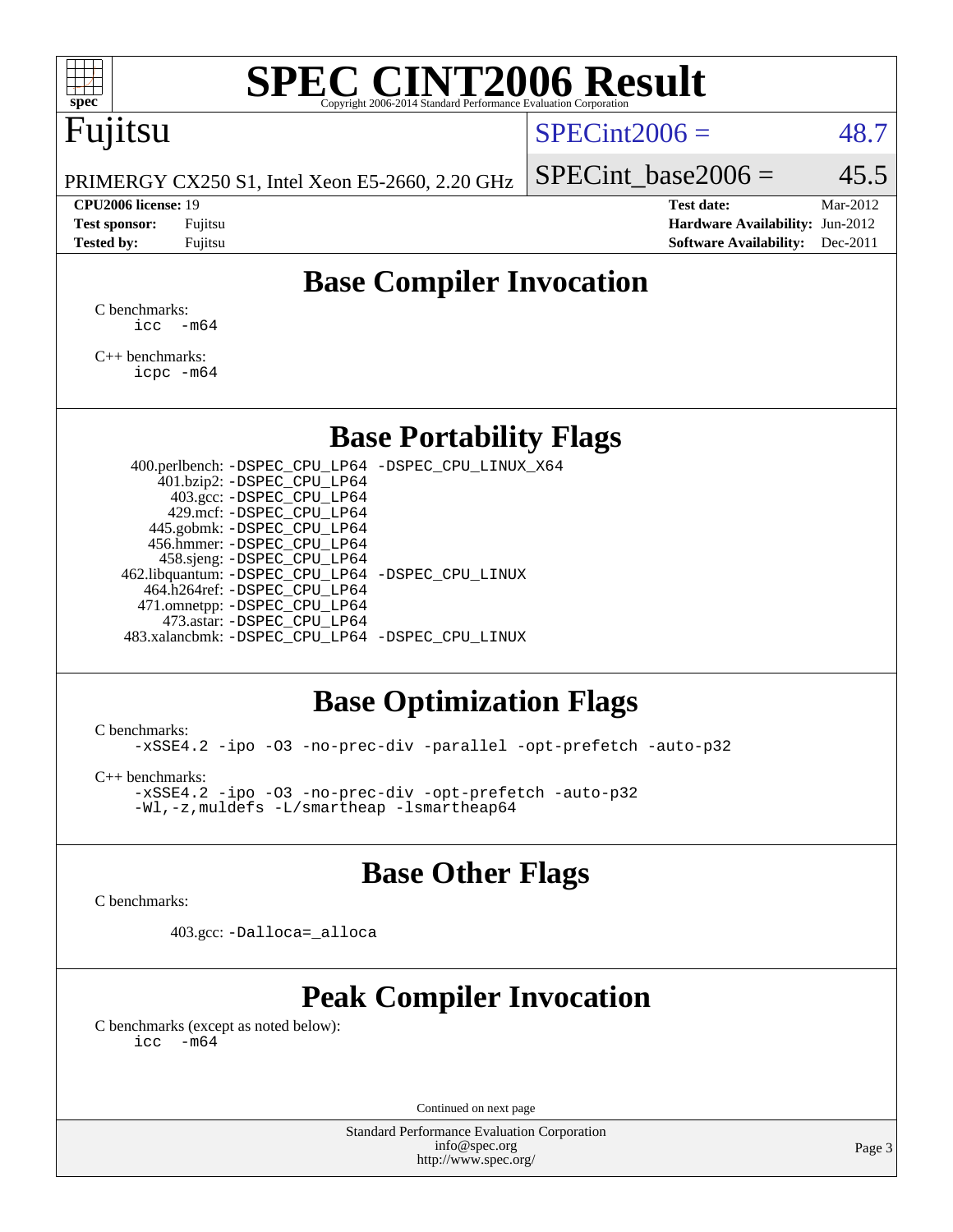# SPEC CINT2006 Result

Copyright 2006-2014 Standard Performance Evaluation Corporation

## Fujitsu

PRIMERGY CX250 S1, Intel Xeon E5-2660, 2.20 GHz

SPECint2006 = 48.7

SPECint_base2006 = 45.5

**CPU2006 license:** 19
**Test sponsor:** Fujitsu
**Tested by:** Fujitsu

**Test date:** Mar-2012
**Hardware Availability:** Jun-2012
**Software Availability:** Dec-2011

## Base Compiler Invocation

C benchmarks:
```
icc -m64
```

C++ benchmarks:
```
icpc -m64
```

## Base Portability Flags

| Benchmark | Flags |
|---|---|
| 400.perlbench: | -DSPEC_CPU_LP64 -DSPEC_CPU_LINUX_X64 |
| 401.bzip2: | -DSPEC_CPU_LP64 |
| 403.gcc: | -DSPEC_CPU_LP64 |
| 429.mcf: | -DSPEC_CPU_LP64 |
| 445.gobmk: | -DSPEC_CPU_LP64 |
| 456.hmmer: | -DSPEC_CPU_LP64 |
| 458.sjeng: | -DSPEC_CPU_LP64 |
| 462.libquantum: | -DSPEC_CPU_LP64 -DSPEC_CPU_LINUX |
| 464.h264ref: | -DSPEC_CPU_LP64 |
| 471.omnetpp: | -DSPEC_CPU_LP64 |
| 473.astar: | -DSPEC_CPU_LP64 |
| 483.xalancbmk: | -DSPEC_CPU_LP64 -DSPEC_CPU_LINUX |

## Base Optimization Flags

C benchmarks:
```
-xSSE4.2 -ipo -O3 -no-prec-div -parallel -opt-prefetch -auto-p32
```

C++ benchmarks:
```
-xSSE4.2 -ipo -O3 -no-prec-div -opt-prefetch -auto-p32
-Wl,-z,muldefs -L/smartheap -lsmartheap64
```

## Base Other Flags

C benchmarks:

403.gcc: `-Dalloca=_alloca`

## Peak Compiler Invocation

C benchmarks (except as noted below):
```
icc -m64
```

Continued on next page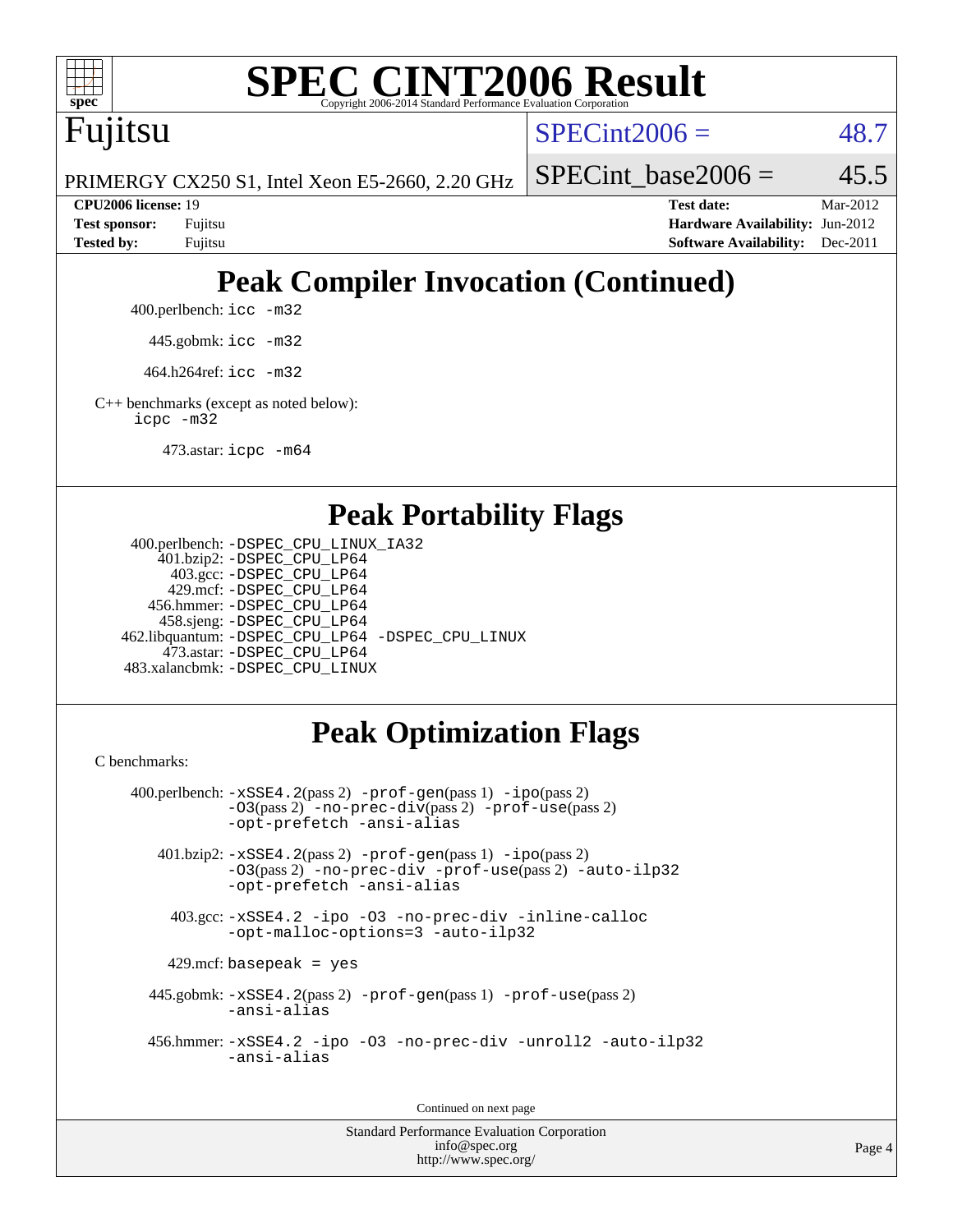# SPEC CINT2006 Result

Copyright 2006-2014 Standard Performance Evaluation Corporation

## Fujitsu

PRIMERGY CX250 S1, Intel Xeon E5-2660, 2.20 GHz

SPECint2006 = 48.7

SPECint_base2006 = 45.5

**CPU2006 license:** 19
**Test sponsor:** Fujitsu
**Tested by:** Fujitsu

**Test date:** Mar-2012
**Hardware Availability:** Jun-2012
**Software Availability:** Dec-2011

## Peak Compiler Invocation (Continued)

400.perlbench: `icc -m32`

445.gobmk: `icc -m32`

464.h264ref: `icc -m32`

C++ benchmarks (except as noted below):
`icpc -m32`

473.astar: `icpc -m64`

## Peak Portability Flags

400.perlbench: `-DSPEC_CPU_LINUX_IA32`
401.bzip2: `-DSPEC_CPU_LP64`
403.gcc: `-DSPEC_CPU_LP64`
429.mcf: `-DSPEC_CPU_LP64`
456.hmmer: `-DSPEC_CPU_LP64`
458.sjeng: `-DSPEC_CPU_LP64`
462.libquantum: `-DSPEC_CPU_LP64 -DSPEC_CPU_LINUX`
473.astar: `-DSPEC_CPU_LP64`
483.xalancbmk: `-DSPEC_CPU_LINUX`

## Peak Optimization Flags

C benchmarks:

400.perlbench: `-xSSE4.2`(pass 2) `-prof-gen`(pass 1) `-ipo`(pass 2) `-O3`(pass 2) `-no-prec-div`(pass 2) `-prof-use`(pass 2) `-opt-prefetch -ansi-alias`

401.bzip2: `-xSSE4.2`(pass 2) `-prof-gen`(pass 1) `-ipo`(pass 2) `-O3`(pass 2) `-no-prec-div -prof-use`(pass 2) `-auto-ilp32 -opt-prefetch -ansi-alias`

403.gcc: `-xSSE4.2 -ipo -O3 -no-prec-div -inline-calloc -opt-malloc-options=3 -auto-ilp32`

429.mcf: `basepeak = yes`

445.gobmk: `-xSSE4.2`(pass 2) `-prof-gen`(pass 1) `-prof-use`(pass 2) `-ansi-alias`

456.hmmer: `-xSSE4.2 -ipo -O3 -no-prec-div -unroll2 -auto-ilp32 -ansi-alias`

Continued on next page

Standard Performance Evaluation Corporation
info@spec.org
http://www.spec.org/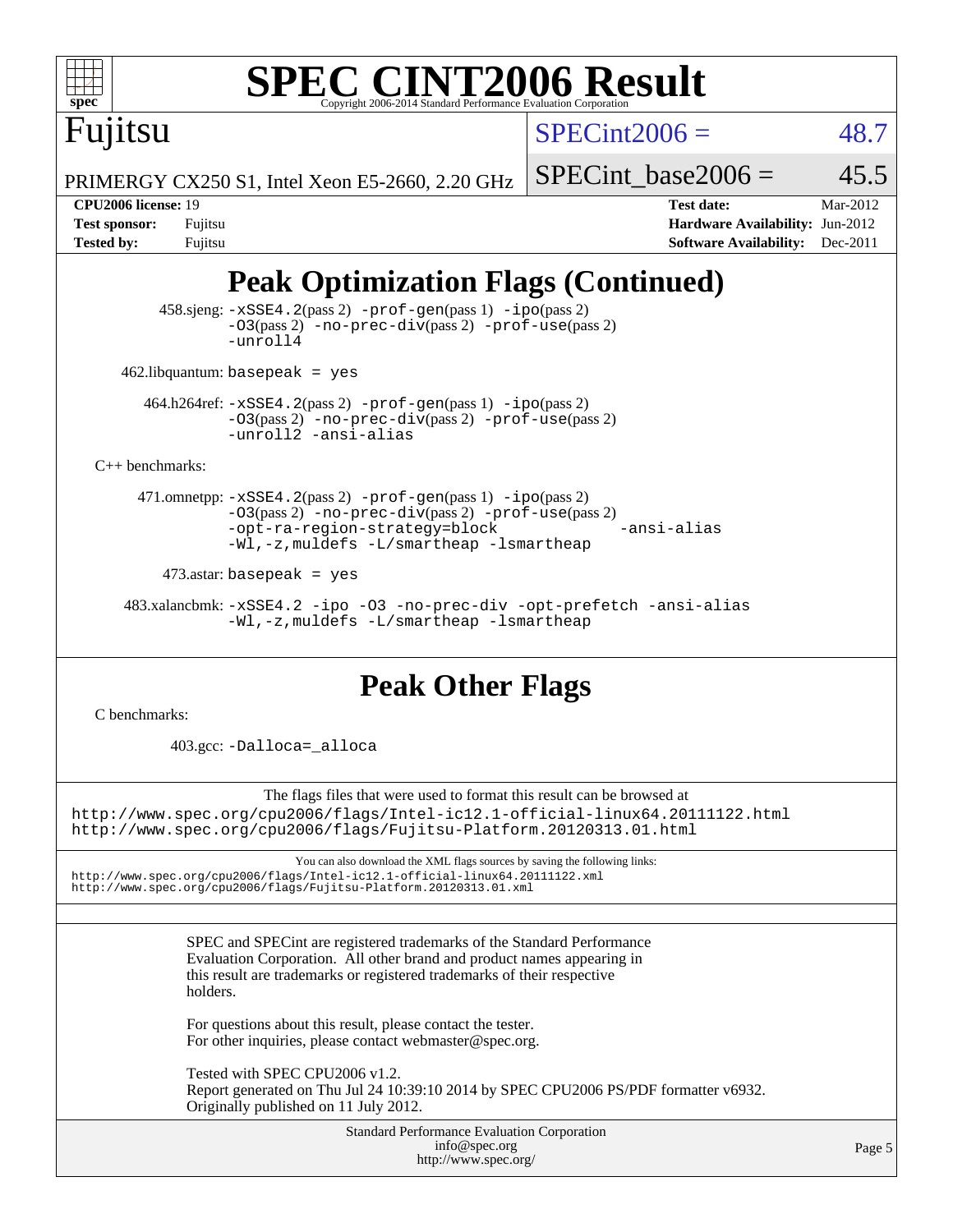# Peak Optimization Flags (Continued)

458.sjeng: -xSSE4.2(pass 2) -prof-gen(pass 1) -ipo(pass 2) -O3(pass 2) -no-prec-div(pass 2) -prof-use(pass 2) -unroll4

462.libquantum: basepeak = yes

464.h264ref: -xSSE4.2(pass 2) -prof-gen(pass 1) -ipo(pass 2) -O3(pass 2) -no-prec-div(pass 2) -prof-use(pass 2) -unroll2 -ansi-alias

C++ benchmarks:

471.omnetpp: -xSSE4.2(pass 2) -prof-gen(pass 1) -ipo(pass 2) -O3(pass 2) -no-prec-div(pass 2) -prof-use(pass 2) -opt-ra-region-strategy=block -ansi-alias -Wl,-z,muldefs -L/smartheap -lsmartheap

473.astar: basepeak = yes

483.xalancbmk: -xSSE4.2 -ipo -O3 -no-prec-div -opt-prefetch -ansi-alias -Wl,-z,muldefs -L/smartheap -lsmartheap

# Peak Other Flags

C benchmarks:

403.gcc: -Dalloca=_alloca

The flags files that were used to format this result can be browsed at
http://www.spec.org/cpu2006/flags/Intel-ic12.1-official-linux64.20111122.html
http://www.spec.org/cpu2006/flags/Fujitsu-Platform.20120313.01.html

You can also download the XML flags sources by saving the following links:
http://www.spec.org/cpu2006/flags/Intel-ic12.1-official-linux64.20111122.xml
http://www.spec.org/cpu2006/flags/Fujitsu-Platform.20120313.01.xml

SPEC and SPECint are registered trademarks of the Standard Performance Evaluation Corporation. All other brand and product names appearing in this result are trademarks or registered trademarks of their respective holders.

For questions about this result, please contact the tester.
For other inquiries, please contact webmaster@spec.org.

Tested with SPEC CPU2006 v1.2.
Report generated on Thu Jul 24 10:39:10 2014 by SPEC CPU2006 PS/PDF formatter v6932.
Originally published on 11 July 2012.